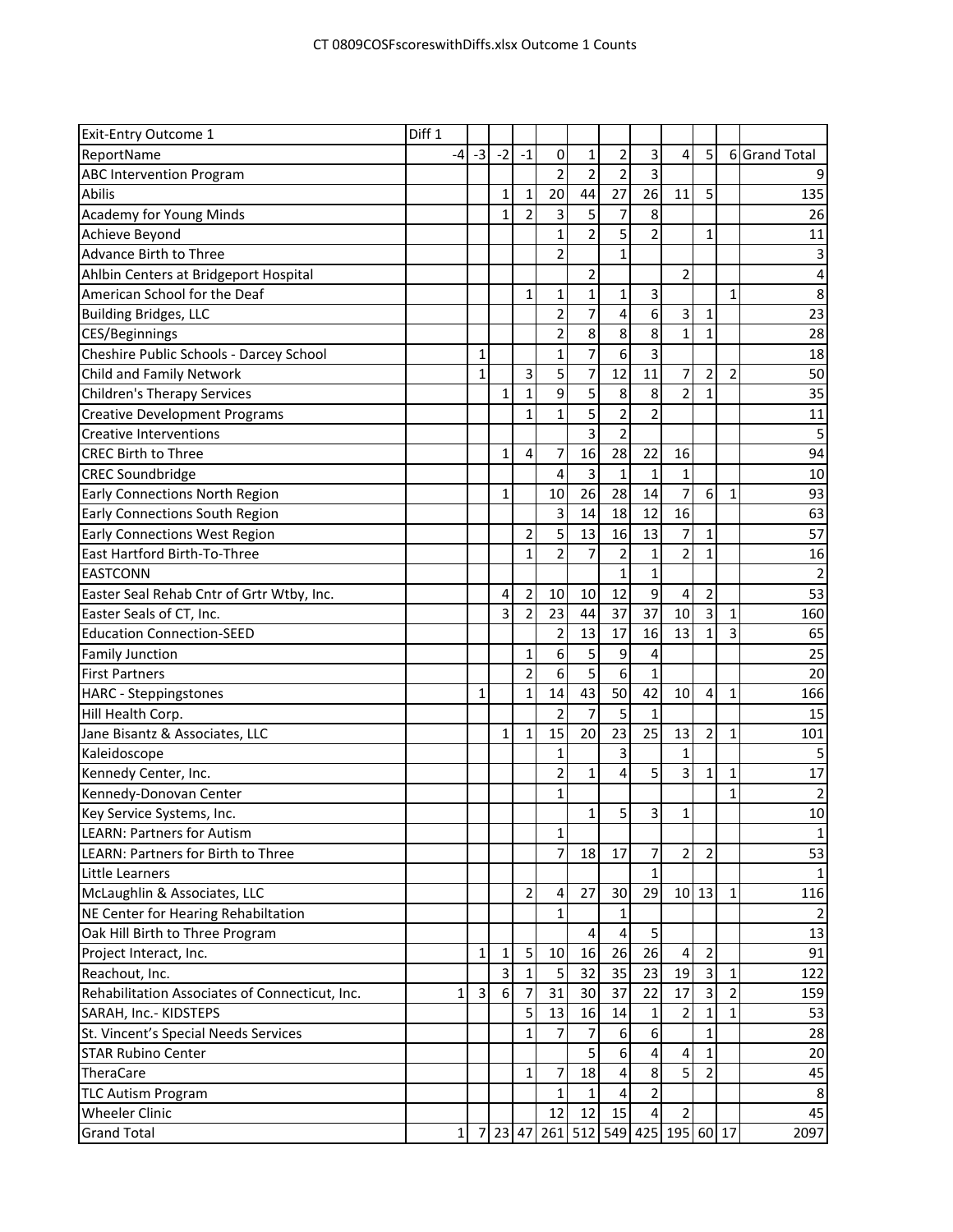# CT 0809COSFscoreswithDiffs.xlsx Outcome 1 Counts

| Exit-Entry Outcome 1 | Diff 1 | | | | | | | | | | | |
|---|---|---|---|---|---|---|---|---|---|---|---|---|
| ReportName | -4 | -3 | -2 | -1 | 0 | 1 | 2 | 3 | 4 | 5 | 6 | Grand Total |
| ABC Intervention Program | | | | | 2 | 2 | 2 | 3 | | | | 9 |
| Abilis | | | 1 | 1 | 20 | 44 | 27 | 26 | 11 | 5 | | 135 |
| Academy for Young Minds | | | 1 | 2 | 3 | 5 | 7 | 8 | | | | 26 |
| Achieve Beyond | | | | | 1 | 2 | 5 | 2 | | 1 | | 11 |
| Advance Birth to Three | | | | | 2 | | 1 | | | | | 3 |
| Ahlbin Centers at Bridgeport Hospital | | | | | | 2 | | | 2 | | | 4 |
| American School for the Deaf | | | | 1 | 1 | 1 | 1 | 3 | | | 1 | 8 |
| Building Bridges, LLC | | | | | 2 | 7 | 4 | 6 | 3 | 1 | | 23 |
| CES/Beginnings | | | | | 2 | 8 | 8 | 8 | 1 | 1 | | 28 |
| Cheshire Public Schools - Darcey School | | 1 | | | 1 | 7 | 6 | 3 | | | | 18 |
| Child and Family Network | | 1 | | 3 | 5 | 7 | 12 | 11 | 7 | 2 | 2 | 50 |
| Children's Therapy Services | | | 1 | 1 | 9 | 5 | 8 | 8 | 2 | 1 | | 35 |
| Creative Development Programs | | | | 1 | 1 | 5 | 2 | 2 | | | | 11 |
| Creative Interventions | | | | | | 3 | 2 | | | | | 5 |
| CREC Birth to Three | | | 1 | 4 | 7 | 16 | 28 | 22 | 16 | | | 94 |
| CREC Soundbridge | | | | | 4 | 3 | 1 | 1 | 1 | | | 10 |
| Early Connections North Region | | | 1 | | 10 | 26 | 28 | 14 | 7 | 6 | 1 | 93 |
| Early Connections South Region | | | | | 3 | 14 | 18 | 12 | 16 | | | 63 |
| Early Connections West Region | | | | 2 | 5 | 13 | 16 | 13 | 7 | 1 | | 57 |
| East Hartford Birth-To-Three | | | | 1 | 2 | 7 | 2 | 1 | 2 | 1 | | 16 |
| EASTCONN | | | | | | | 1 | 1 | | | | 2 |
| Easter Seal Rehab Cntr of Grtr Wtby, Inc. | | | 4 | 2 | 10 | 10 | 12 | 9 | 4 | 2 | | 53 |
| Easter Seals of CT, Inc. | | | 3 | 2 | 23 | 44 | 37 | 37 | 10 | 3 | 1 | 160 |
| Education Connection-SEED | | | | | 2 | 13 | 17 | 16 | 13 | 1 | 3 | 65 |
| Family Junction | | | | 1 | 6 | 5 | 9 | 4 | | | | 25 |
| First Partners | | | | 2 | 6 | 5 | 6 | 1 | | | | 20 |
| HARC - Steppingstones | | 1 | | 1 | 14 | 43 | 50 | 42 | 10 | 4 | 1 | 166 |
| Hill Health Corp. | | | | | 2 | 7 | 5 | 1 | | | | 15 |
| Jane Bisantz & Associates, LLC | | | 1 | 1 | 15 | 20 | 23 | 25 | 13 | 2 | 1 | 101 |
| Kaleidoscope | | | | | 1 | | 3 | | 1 | | | 5 |
| Kennedy Center, Inc. | | | | | 2 | 1 | 4 | 5 | 3 | 1 | 1 | 17 |
| Kennedy-Donovan Center | | | | | 1 | | | | | | 1 | 2 |
| Key Service Systems, Inc. | | | | | | 1 | 5 | 3 | 1 | | | 10 |
| LEARN: Partners for Autism | | | | | 1 | | | | | | | 1 |
| LEARN: Partners for Birth to Three | | | | | 7 | 18 | 17 | 7 | 2 | 2 | | 53 |
| Little Learners | | | | | | | | 1 | | | | 1 |
| McLaughlin & Associates, LLC | | | | 2 | 4 | 27 | 30 | 29 | 10 | 13 | 1 | 116 |
| NE Center for Hearing Rehabiltation | | | | | 1 | | 1 | | | | | 2 |
| Oak Hill Birth to Three Program | | | | | | 4 | 4 | 5 | | | | 13 |
| Project Interact, Inc. | | 1 | 1 | 5 | 10 | 16 | 26 | 26 | 4 | 2 | | 91 |
| Reachout, Inc. | | | 3 | 1 | 5 | 32 | 35 | 23 | 19 | 3 | 1 | 122 |
| Rehabilitation Associates of Connecticut, Inc. | 1 | 3 | 6 | 7 | 31 | 30 | 37 | 22 | 17 | 3 | 2 | 159 |
| SARAH, Inc.- KIDSTEPS | | | | 5 | 13 | 16 | 14 | 1 | 2 | 1 | 1 | 53 |
| St. Vincent’s Special Needs Services | | | | 1 | 7 | 7 | 6 | 6 | | 1 | | 28 |
| STAR Rubino Center | | | | | | 5 | 6 | 4 | 4 | 1 | | 20 |
| TheraCare | | | | 1 | 7 | 18 | 4 | 8 | 5 | 2 | | 45 |
| TLC Autism Program | | | | | 1 | 1 | 4 | 2 | | | | 8 |
| Wheeler Clinic | | | | | 12 | 12 | 15 | 4 | 2 | | | 45 |
| Grand Total | 1 | 7 | 23 | 47 | 261 | 512 | 549 | 425 | 195 | 60 | 17 | 2097 |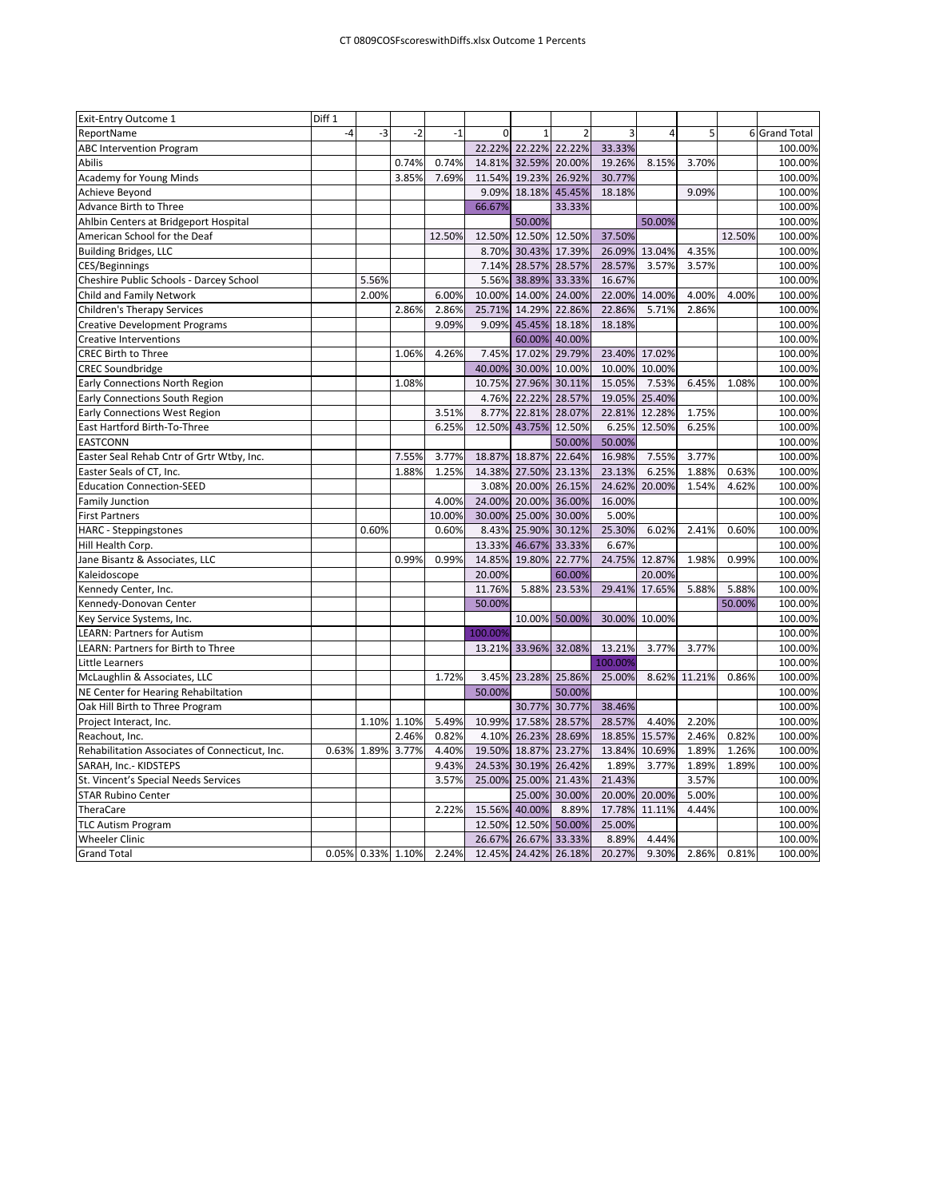| Exit-Entry Outcome 1 | Diff 1 | | | | | | | | | | | |
|---|---|---|---|---|---|---|---|---|---|---|---|---|
| ReportName | -4 | -3 | -2 | -1 | 0 | 1 | 2 | 3 | 4 | 5 | 6 | Grand Total |
| ABC Intervention Program | | | | | 22.22% | 22.22% | 22.22% | 33.33% | | | | 100.00% |
| Abilis | | | 0.74% | 0.74% | 14.81% | 32.59% | 20.00% | 19.26% | 8.15% | 3.70% | | 100.00% |
| Academy for Young Minds | | | 3.85% | 7.69% | 11.54% | 19.23% | 26.92% | 30.77% | | | | 100.00% |
| Achieve Beyond | | | | | 9.09% | 18.18% | 45.45% | 18.18% | | 9.09% | | 100.00% |
| Advance Birth to Three | | | | | 66.67% | | 33.33% | | | | | 100.00% |
| Ahlbin Centers at Bridgeport Hospital | | | | | | 50.00% | | | 50.00% | | | 100.00% |
| American School for the Deaf | | | | 12.50% | 12.50% | 12.50% | 12.50% | 37.50% | | | 12.50% | 100.00% |
| Building Bridges, LLC | | | | | 8.70% | 30.43% | 17.39% | 26.09% | 13.04% | 4.35% | | 100.00% |
| CES/Beginnings | | | | | 7.14% | 28.57% | 28.57% | 28.57% | 3.57% | 3.57% | | 100.00% |
| Cheshire Public Schools - Darcey School | | 5.56% | | | 5.56% | 38.89% | 33.33% | 16.67% | | | | 100.00% |
| Child and Family Network | | 2.00% | | 6.00% | 10.00% | 14.00% | 24.00% | 22.00% | 14.00% | 4.00% | 4.00% | 100.00% |
| Children's Therapy Services | | | 2.86% | 2.86% | 25.71% | 14.29% | 22.86% | 22.86% | 5.71% | 2.86% | | 100.00% |
| Creative Development Programs | | | | 9.09% | 9.09% | 45.45% | 18.18% | 18.18% | | | | 100.00% |
| Creative Interventions | | | | | | 60.00% | 40.00% | | | | | 100.00% |
| CREC Birth to Three | | | 1.06% | 4.26% | 7.45% | 17.02% | 29.79% | 23.40% | 17.02% | | | 100.00% |
| CREC Soundbridge | | | | | 40.00% | 30.00% | 10.00% | 10.00% | 10.00% | | | 100.00% |
| Early Connections North Region | | | 1.08% | | 10.75% | 27.96% | 30.11% | 15.05% | 7.53% | 6.45% | 1.08% | 100.00% |
| Early Connections South Region | | | | | 4.76% | 22.22% | 28.57% | 19.05% | 25.40% | | | 100.00% |
| Early Connections West Region | | | | 3.51% | 8.77% | 22.81% | 28.07% | 22.81% | 12.28% | 1.75% | | 100.00% |
| East Hartford Birth-To-Three | | | | 6.25% | 12.50% | 43.75% | 12.50% | 6.25% | 12.50% | 6.25% | | 100.00% |
| EASTCONN | | | | | | | 50.00% | 50.00% | | | | 100.00% |
| Easter Seal Rehab Cntr of Grtr Wtby, Inc. | | | 7.55% | 3.77% | 18.87% | 18.87% | 22.64% | 16.98% | 7.55% | 3.77% | | 100.00% |
| Easter Seals of CT, Inc. | | | 1.88% | 1.25% | 14.38% | 27.50% | 23.13% | 23.13% | 6.25% | 1.88% | 0.63% | 100.00% |
| Education Connection-SEED | | | | | 3.08% | 20.00% | 26.15% | 24.62% | 20.00% | 1.54% | 4.62% | 100.00% |
| Family Junction | | | | 4.00% | 24.00% | 20.00% | 36.00% | 16.00% | | | | 100.00% |
| First Partners | | | | 10.00% | 30.00% | 25.00% | 30.00% | 5.00% | | | | 100.00% |
| HARC - Steppingstones | | 0.60% | | 0.60% | 8.43% | 25.90% | 30.12% | 25.30% | 6.02% | 2.41% | 0.60% | 100.00% |
| Hill Health Corp. | | | | | 13.33% | 46.67% | 33.33% | 6.67% | | | | 100.00% |
| Jane Bisantz & Associates, LLC | | | 0.99% | 0.99% | 14.85% | 19.80% | 22.77% | 24.75% | 12.87% | 1.98% | 0.99% | 100.00% |
| Kaleidoscope | | | | | 20.00% | | 60.00% | | 20.00% | | | 100.00% |
| Kennedy Center, Inc. | | | | | 11.76% | 5.88% | 23.53% | 29.41% | 17.65% | 5.88% | 5.88% | 100.00% |
| Kennedy-Donovan Center | | | | | 50.00% | | | | | | 50.00% | 100.00% |
| Key Service Systems, Inc. | | | | | | 10.00% | 50.00% | 30.00% | 10.00% | | | 100.00% |
| LEARN: Partners for Autism | | | | | 100.00% | | | | | | | 100.00% |
| LEARN: Partners for Birth to Three | | | | | 13.21% | 33.96% | 32.08% | 13.21% | 3.77% | 3.77% | | 100.00% |
| Little Learners | | | | | | | | 100.00% | | | | 100.00% |
| McLaughlin & Associates, LLC | | | | 1.72% | 3.45% | 23.28% | 25.86% | 25.00% | 8.62% | 11.21% | 0.86% | 100.00% |
| NE Center for Hearing Rehabiltation | | | | | 50.00% | | 50.00% | | | | | 100.00% |
| Oak Hill Birth to Three Program | | | | | | 30.77% | 30.77% | 38.46% | | | | 100.00% |
| Project Interact, Inc. | | 1.10% | 1.10% | 5.49% | 10.99% | 17.58% | 28.57% | 28.57% | 4.40% | 2.20% | | 100.00% |
| Reachout, Inc. | | | 2.46% | 0.82% | 4.10% | 26.23% | 28.69% | 18.85% | 15.57% | 2.46% | 0.82% | 100.00% |
| Rehabilitation Associates of Connecticut, Inc. | 0.63% | 1.89% | 3.77% | 4.40% | 19.50% | 18.87% | 23.27% | 13.84% | 10.69% | 1.89% | 1.26% | 100.00% |
| SARAH, Inc.- KIDSTEPS | | | | 9.43% | 24.53% | 30.19% | 26.42% | 1.89% | 3.77% | 1.89% | 1.89% | 100.00% |
| St. Vincent's Special Needs Services | | | | 3.57% | 25.00% | 25.00% | 21.43% | 21.43% | | 3.57% | | 100.00% |
| STAR Rubino Center | | | | | | 25.00% | 30.00% | 20.00% | 20.00% | 5.00% | | 100.00% |
| TheraCare | | | | 2.22% | 15.56% | 40.00% | 8.89% | 17.78% | 11.11% | 4.44% | | 100.00% |
| TLC Autism Program | | | | | 12.50% | 12.50% | 50.00% | 25.00% | | | | 100.00% |
| Wheeler Clinic | | | | | 26.67% | 26.67% | 33.33% | 8.89% | 4.44% | | | 100.00% |
| Grand Total | 0.05% | 0.33% | 1.10% | 2.24% | 12.45% | 24.42% | 26.18% | 20.27% | 9.30% | 2.86% | 0.81% | 100.00% |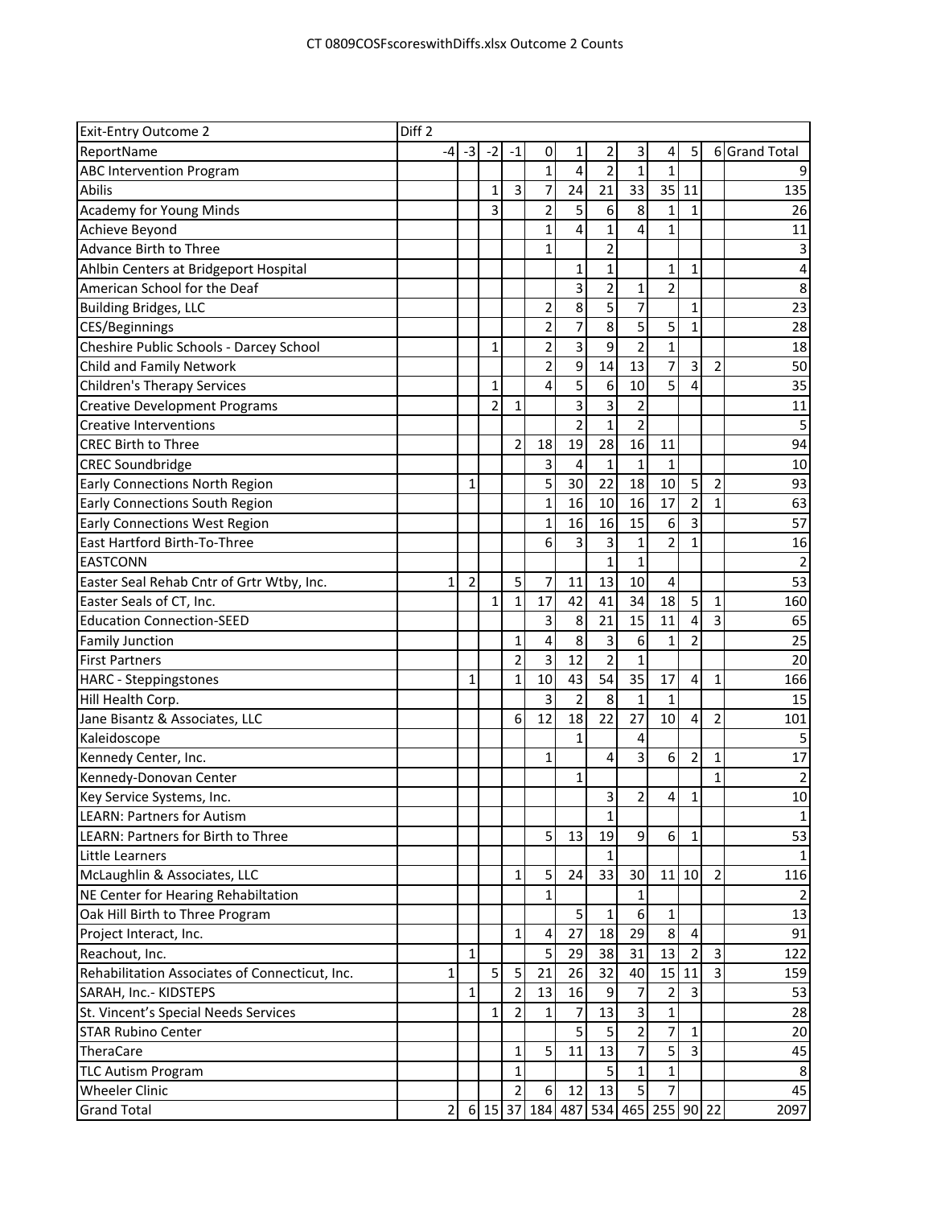# CT 0809COSFscoreswithDiffs.xlsx Outcome 2 Counts

| Exit-Entry Outcome 2 | Diff 2 | | | | | | | | | | | |
|---|---|---|---|---|---|---|---|---|---|---|---|---|
| ReportName | -4 | -3 | -2 | -1 | 0 | 1 | 2 | 3 | 4 | 5 | 6 | Grand Total |
| ABC Intervention Program | | | | | 1 | 4 | 2 | 1 | 1 | | | 9 |
| Abilis | | | 1 | 3 | 7 | 24 | 21 | 33 | 35 | 11 | | 135 |
| Academy for Young Minds | | | 3 | | 2 | 5 | 6 | 8 | 1 | 1 | | 26 |
| Achieve Beyond | | | | | 1 | 4 | 1 | 4 | 1 | | | 11 |
| Advance Birth to Three | | | | | 1 | | 2 | | | | | 3 |
| Ahlbin Centers at Bridgeport Hospital | | | | | | 1 | 1 | | 1 | 1 | | 4 |
| American School for the Deaf | | | | | | 3 | 2 | 1 | 2 | | | 8 |
| Building Bridges, LLC | | | | | 2 | 8 | 5 | 7 | | 1 | | 23 |
| CES/Beginnings | | | | | 2 | 7 | 8 | 5 | 5 | 1 | | 28 |
| Cheshire Public Schools - Darcey School | | | 1 | | 2 | 3 | 9 | 2 | 1 | | | 18 |
| Child and Family Network | | | | | 2 | 9 | 14 | 13 | 7 | 3 | 2 | 50 |
| Children's Therapy Services | | | 1 | | 4 | 5 | 6 | 10 | 5 | 4 | | 35 |
| Creative Development Programs | | | 2 | 1 | | 3 | 3 | 2 | | | | 11 |
| Creative Interventions | | | | | | 2 | 1 | 2 | | | | 5 |
| CREC Birth to Three | | | | 2 | 18 | 19 | 28 | 16 | 11 | | | 94 |
| CREC Soundbridge | | | | | 3 | 4 | 1 | 1 | 1 | | | 10 |
| Early Connections North Region | | 1 | | | 5 | 30 | 22 | 18 | 10 | 5 | 2 | 93 |
| Early Connections South Region | | | | | 1 | 16 | 10 | 16 | 17 | 2 | 1 | 63 |
| Early Connections West Region | | | | | 1 | 16 | 16 | 15 | 6 | 3 | | 57 |
| East Hartford Birth-To-Three | | | | | 6 | 3 | 3 | 1 | 2 | 1 | | 16 |
| EASTCONN | | | | | | | 1 | 1 | | | | 2 |
| Easter Seal Rehab Cntr of Grtr Wtby, Inc. | 1 | 2 | | 5 | 7 | 11 | 13 | 10 | 4 | | | 53 |
| Easter Seals of CT, Inc. | | | 1 | 1 | 17 | 42 | 41 | 34 | 18 | 5 | 1 | 160 |
| Education Connection-SEED | | | | | 3 | 8 | 21 | 15 | 11 | 4 | 3 | 65 |
| Family Junction | | | | 1 | 4 | 8 | 3 | 6 | 1 | 2 | | 25 |
| First Partners | | | | 2 | 3 | 12 | 2 | 1 | | | | 20 |
| HARC - Steppingstones | | 1 | | 1 | 10 | 43 | 54 | 35 | 17 | 4 | 1 | 166 |
| Hill Health Corp. | | | | | 3 | 2 | 8 | 1 | 1 | | | 15 |
| Jane Bisantz & Associates, LLC | | | | 6 | 12 | 18 | 22 | 27 | 10 | 4 | 2 | 101 |
| Kaleidoscope | | | | | | 1 | | 4 | | | | 5 |
| Kennedy Center, Inc. | | | | | 1 | | 4 | 3 | 6 | 2 | 1 | 17 |
| Kennedy-Donovan Center | | | | | | 1 | | | | | 1 | 2 |
| Key Service Systems, Inc. | | | | | | | 3 | 2 | 4 | 1 | | 10 |
| LEARN: Partners for Autism | | | | | | | 1 | | | | | 1 |
| LEARN: Partners for Birth to Three | | | | | 5 | 13 | 19 | 9 | 6 | 1 | | 53 |
| Little Learners | | | | | | | 1 | | | | | 1 |
| McLaughlin & Associates, LLC | | | | 1 | 5 | 24 | 33 | 30 | 11 | 10 | 2 | 116 |
| NE Center for Hearing Rehabiltation | | | | | 1 | | | 1 | | | | 2 |
| Oak Hill Birth to Three Program | | | | | | 5 | 1 | 6 | 1 | | | 13 |
| Project Interact, Inc. | | | | 1 | 4 | 27 | 18 | 29 | 8 | 4 | | 91 |
| Reachout, Inc. | | 1 | | | 5 | 29 | 38 | 31 | 13 | 2 | 3 | 122 |
| Rehabilitation Associates of Connecticut, Inc. | 1 | | 5 | 5 | 21 | 26 | 32 | 40 | 15 | 11 | 3 | 159 |
| SARAH, Inc.- KIDSTEPS | | 1 | | 2 | 13 | 16 | 9 | 7 | 2 | 3 | | 53 |
| St. Vincent's Special Needs Services | | | 1 | 2 | 1 | 7 | 13 | 3 | 1 | | | 28 |
| STAR Rubino Center | | | | | | 5 | 5 | 2 | 7 | 1 | | 20 |
| TheraCare | | | | 1 | 5 | 11 | 13 | 7 | 5 | 3 | | 45 |
| TLC Autism Program | | | | 1 | | | 5 | 1 | 1 | | | 8 |
| Wheeler Clinic | | | | 2 | 6 | 12 | 13 | 5 | 7 | | | 45 |
| Grand Total | 2 | 6 | 15 | 37 | 184 | 487 | 534 | 465 | 255 | 90 | 22 | 2097 |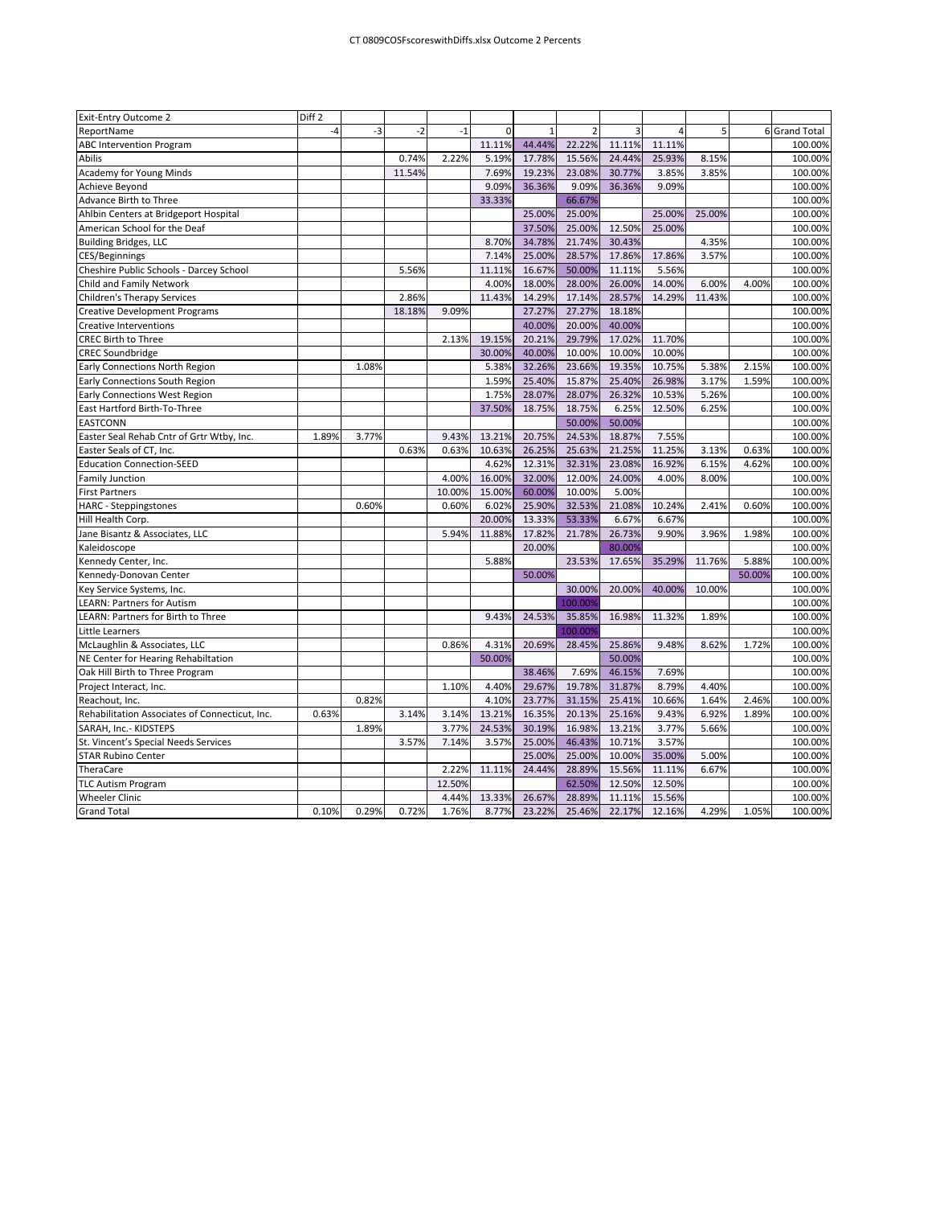| Exit-Entry Outcome 2 | Diff 2 | | | | | | | | | | | |
|---|---|---|---|---|---|---|---|---|---|---|---|---|
| ReportName | -4 | -3 | -2 | -1 | 0 | 1 | 2 | 3 | 4 | 5 | 6 | Grand Total |
| ABC Intervention Program | | | | | 11.11% | 44.44% | 22.22% | 11.11% | 11.11% | | | 100.00% |
| Abilis | | | 0.74% | 2.22% | 5.19% | 17.78% | 15.56% | 24.44% | 25.93% | 8.15% | | 100.00% |
| Academy for Young Minds | | | 11.54% | | 7.69% | 19.23% | 23.08% | 30.77% | 3.85% | 3.85% | | 100.00% |
| Achieve Beyond | | | | | 9.09% | 36.36% | 9.09% | 36.36% | 9.09% | | | 100.00% |
| Advance Birth to Three | | | | | 33.33% | | 66.67% | | | | | 100.00% |
| Ahlbin Centers at Bridgeport Hospital | | | | | | 25.00% | 25.00% | | 25.00% | 25.00% | | 100.00% |
| American School for the Deaf | | | | | | 37.50% | 25.00% | 12.50% | 25.00% | | | 100.00% |
| Building Bridges, LLC | | | | | 8.70% | 34.78% | 21.74% | 30.43% | | 4.35% | | 100.00% |
| CES/Beginnings | | | | | 7.14% | 25.00% | 28.57% | 17.86% | 17.86% | 3.57% | | 100.00% |
| Cheshire Public Schools - Darcey School | | | 5.56% | | 11.11% | 16.67% | 50.00% | 11.11% | 5.56% | | | 100.00% |
| Child and Family Network | | | | | 4.00% | 18.00% | 28.00% | 26.00% | 14.00% | 6.00% | 4.00% | 100.00% |
| Children's Therapy Services | | | 2.86% | | 11.43% | 14.29% | 17.14% | 28.57% | 14.29% | 11.43% | | 100.00% |
| Creative Development Programs | | | 18.18% | 9.09% | | 27.27% | 27.27% | 18.18% | | | | 100.00% |
| Creative Interventions | | | | | | 40.00% | 20.00% | 40.00% | | | | 100.00% |
| CREC Birth to Three | | | | 2.13% | 19.15% | 20.21% | 29.79% | 17.02% | 11.70% | | | 100.00% |
| CREC Soundbridge | | | | | 30.00% | 40.00% | 10.00% | 10.00% | 10.00% | | | 100.00% |
| Early Connections North Region | | 1.08% | | | 5.38% | 32.26% | 23.66% | 19.35% | 10.75% | 5.38% | 2.15% | 100.00% |
| Early Connections South Region | | | | | 1.59% | 25.40% | 15.87% | 25.40% | 26.98% | 3.17% | 1.59% | 100.00% |
| Early Connections West Region | | | | | 1.75% | 28.07% | 28.07% | 26.32% | 10.53% | 5.26% | | 100.00% |
| East Hartford Birth-To-Three | | | | | 37.50% | 18.75% | 18.75% | 6.25% | 12.50% | 6.25% | | 100.00% |
| EASTCONN | | | | | | | 50.00% | 50.00% | | | | 100.00% |
| Easter Seal Rehab Cntr of Grtr Wtby, Inc. | 1.89% | 3.77% | | 9.43% | 13.21% | 20.75% | 24.53% | 18.87% | 7.55% | | | 100.00% |
| Easter Seals of CT, Inc. | | | 0.63% | 0.63% | 10.63% | 26.25% | 25.63% | 21.25% | 11.25% | 3.13% | 0.63% | 100.00% |
| Education Connection-SEED | | | | | 4.62% | 12.31% | 32.31% | 23.08% | 16.92% | 6.15% | 4.62% | 100.00% |
| Family Junction | | | | 4.00% | 16.00% | 32.00% | 12.00% | 24.00% | 4.00% | 8.00% | | 100.00% |
| First Partners | | | | 10.00% | 15.00% | 60.00% | 10.00% | 5.00% | | | | 100.00% |
| HARC - Steppingstones | | 0.60% | | 0.60% | 6.02% | 25.90% | 32.53% | 21.08% | 10.24% | 2.41% | 0.60% | 100.00% |
| Hill Health Corp. | | | | | 20.00% | 13.33% | 53.33% | 6.67% | 6.67% | | | 100.00% |
| Jane Bisantz & Associates, LLC | | | | 5.94% | 11.88% | 17.82% | 21.78% | 26.73% | 9.90% | 3.96% | 1.98% | 100.00% |
| Kaleidoscope | | | | | | 20.00% | | 80.00% | | | | 100.00% |
| Kennedy Center, Inc. | | | | | 5.88% | | 23.53% | 17.65% | 35.29% | 11.76% | 5.88% | 100.00% |
| Kennedy-Donovan Center | | | | | | 50.00% | | | | | 50.00% | 100.00% |
| Key Service Systems, Inc. | | | | | | | 30.00% | 20.00% | 40.00% | 10.00% | | 100.00% |
| LEARN: Partners for Autism | | | | | | | 100.00% | | | | | 100.00% |
| LEARN: Partners for Birth to Three | | | | | 9.43% | 24.53% | 35.85% | 16.98% | 11.32% | 1.89% | | 100.00% |
| Little Learners | | | | | | | 100.00% | | | | | 100.00% |
| McLaughlin & Associates, LLC | | | | 0.86% | 4.31% | 20.69% | 28.45% | 25.86% | 9.48% | 8.62% | 1.72% | 100.00% |
| NE Center for Hearing Rehabiltation | | | | | 50.00% | | | 50.00% | | | | 100.00% |
| Oak Hill Birth to Three Program | | | | | | 38.46% | 7.69% | 46.15% | 7.69% | | | 100.00% |
| Project Interact, Inc. | | | | 1.10% | 4.40% | 29.67% | 19.78% | 31.87% | 8.79% | 4.40% | | 100.00% |
| Reachout, Inc. | | 0.82% | | | 4.10% | 23.77% | 31.15% | 25.41% | 10.66% | 1.64% | 2.46% | 100.00% |
| Rehabilitation Associates of Connecticut, Inc. | 0.63% | | 3.14% | 3.14% | 13.21% | 16.35% | 20.13% | 25.16% | 9.43% | 6.92% | 1.89% | 100.00% |
| SARAH, Inc.- KIDSTEPS | | 1.89% | | 3.77% | 24.53% | 30.19% | 16.98% | 13.21% | 3.77% | 5.66% | | 100.00% |
| St. Vincent's Special Needs Services | | | 3.57% | 7.14% | 3.57% | 25.00% | 46.43% | 10.71% | 3.57% | | | 100.00% |
| STAR Rubino Center | | | | | | 25.00% | 25.00% | 10.00% | 35.00% | 5.00% | | 100.00% |
| TheraCare | | | | 2.22% | 11.11% | 24.44% | 28.89% | 15.56% | 11.11% | 6.67% | | 100.00% |
| TLC Autism Program | | | | 12.50% | | | 62.50% | 12.50% | 12.50% | | | 100.00% |
| Wheeler Clinic | | | | 4.44% | 13.33% | 26.67% | 28.89% | 11.11% | 15.56% | | | 100.00% |
| Grand Total | 0.10% | 0.29% | 0.72% | 1.76% | 8.77% | 23.22% | 25.46% | 22.17% | 12.16% | 4.29% | 1.05% | 100.00% |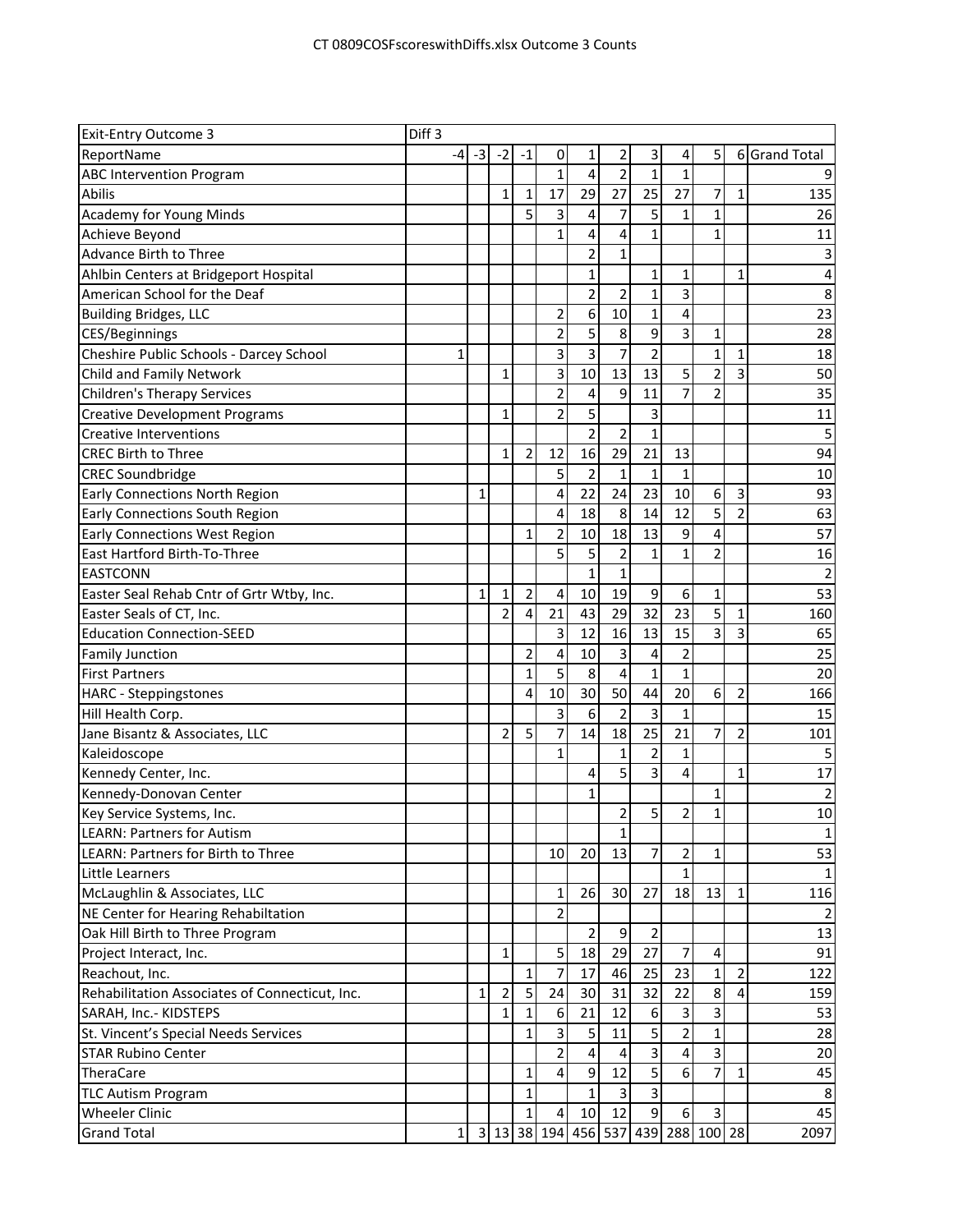# CT 0809COSFscoreswithDiffs.xlsx Outcome 3 Counts

| Exit-Entry Outcome 3 | Diff 3 | | | | | | | | | | | |
|---|---|---|---|---|---|---|---|---|---|---|---|---|
| ReportName | -4 | -3 | -2 | -1 | 0 | 1 | 2 | 3 | 4 | 5 | 6 | Grand Total |
| ABC Intervention Program | | | | | 1 | 4 | 2 | 1 | 1 | | | 9 |
| Abilis | | | 1 | 1 | 17 | 29 | 27 | 25 | 27 | 7 | 1 | 135 |
| Academy for Young Minds | | | | 5 | 3 | 4 | 7 | 5 | 1 | 1 | | 26 |
| Achieve Beyond | | | | | 1 | 4 | 4 | 1 | | 1 | | 11 |
| Advance Birth to Three | | | | | | 2 | 1 | | | | | 3 |
| Ahlbin Centers at Bridgeport Hospital | | | | | | 1 | | 1 | 1 | | 1 | 4 |
| American School for the Deaf | | | | | | 2 | 2 | 1 | 3 | | | 8 |
| Building Bridges, LLC | | | | | 2 | 6 | 10 | 1 | 4 | | | 23 |
| CES/Beginnings | | | | | 2 | 5 | 8 | 9 | 3 | 1 | | 28 |
| Cheshire Public Schools - Darcey School | 1 | | | | 3 | 3 | 7 | 2 | | 1 | 1 | 18 |
| Child and Family Network | | | 1 | | 3 | 10 | 13 | 13 | 5 | 2 | 3 | 50 |
| Children's Therapy Services | | | | | 2 | 4 | 9 | 11 | 7 | 2 | | 35 |
| Creative Development Programs | | | 1 | | 2 | 5 | | 3 | | | | 11 |
| Creative Interventions | | | | | | 2 | 2 | 1 | | | | 5 |
| CREC Birth to Three | | | 1 | 2 | 12 | 16 | 29 | 21 | 13 | | | 94 |
| CREC Soundbridge | | | | | 5 | 2 | 1 | 1 | 1 | | | 10 |
| Early Connections North Region | | 1 | | | 4 | 22 | 24 | 23 | 10 | 6 | 3 | 93 |
| Early Connections South Region | | | | | 4 | 18 | 8 | 14 | 12 | 5 | 2 | 63 |
| Early Connections West Region | | | | 1 | 2 | 10 | 18 | 13 | 9 | 4 | | 57 |
| East Hartford Birth-To-Three | | | | | 5 | 5 | 2 | 1 | 1 | 2 | | 16 |
| EASTCONN | | | | | | 1 | 1 | | | | | 2 |
| Easter Seal Rehab Cntr of Grtr Wtby, Inc. | | 1 | 1 | 2 | 4 | 10 | 19 | 9 | 6 | 1 | | 53 |
| Easter Seals of CT, Inc. | | | 2 | 4 | 21 | 43 | 29 | 32 | 23 | 5 | 1 | 160 |
| Education Connection-SEED | | | | | 3 | 12 | 16 | 13 | 15 | 3 | 3 | 65 |
| Family Junction | | | | 2 | 4 | 10 | 3 | 4 | 2 | | | 25 |
| First Partners | | | | 1 | 5 | 8 | 4 | 1 | 1 | | | 20 |
| HARC - Steppingstones | | | | 4 | 10 | 30 | 50 | 44 | 20 | 6 | 2 | 166 |
| Hill Health Corp. | | | | | 3 | 6 | 2 | 3 | 1 | | | 15 |
| Jane Bisantz & Associates, LLC | | | 2 | 5 | 7 | 14 | 18 | 25 | 21 | 7 | 2 | 101 |
| Kaleidoscope | | | | | 1 | | 1 | 2 | 1 | | | 5 |
| Kennedy Center, Inc. | | | | | | 4 | 5 | 3 | 4 | | 1 | 17 |
| Kennedy-Donovan Center | | | | | | 1 | | | | 1 | | 2 |
| Key Service Systems, Inc. | | | | | | | 2 | 5 | 2 | 1 | | 10 |
| LEARN: Partners for Autism | | | | | | | 1 | | | | | 1 |
| LEARN: Partners for Birth to Three | | | | | 10 | 20 | 13 | 7 | 2 | 1 | | 53 |
| Little Learners | | | | | | | | | 1 | | | 1 |
| McLaughlin & Associates, LLC | | | | | 1 | 26 | 30 | 27 | 18 | 13 | 1 | 116 |
| NE Center for Hearing Rehabiltation | | | | | 2 | | | | | | | 2 |
| Oak Hill Birth to Three Program | | | | | | 2 | 9 | 2 | | | | 13 |
| Project Interact, Inc. | | | 1 | | 5 | 18 | 29 | 27 | 7 | 4 | | 91 |
| Reachout, Inc. | | | | 1 | 7 | 17 | 46 | 25 | 23 | 1 | 2 | 122 |
| Rehabilitation Associates of Connecticut, Inc. | | 1 | 2 | 5 | 24 | 30 | 31 | 32 | 22 | 8 | 4 | 159 |
| SARAH, Inc.- KIDSTEPS | | | 1 | 1 | 6 | 21 | 12 | 6 | 3 | 3 | | 53 |
| St. Vincent's Special Needs Services | | | | 1 | 3 | 5 | 11 | 5 | 2 | 1 | | 28 |
| STAR Rubino Center | | | | | 2 | 4 | 4 | 3 | 4 | 3 | | 20 |
| TheraCare | | | | 1 | 4 | 9 | 12 | 5 | 6 | 7 | 1 | 45 |
| TLC Autism Program | | | | 1 | | 1 | 3 | 3 | | | | 8 |
| Wheeler Clinic | | | | 1 | 4 | 10 | 12 | 9 | 6 | 3 | | 45 |
| Grand Total | 1 | 3 | 13 | 38 | 194 | 456 | 537 | 439 | 288 | 100 | 28 | 2097 |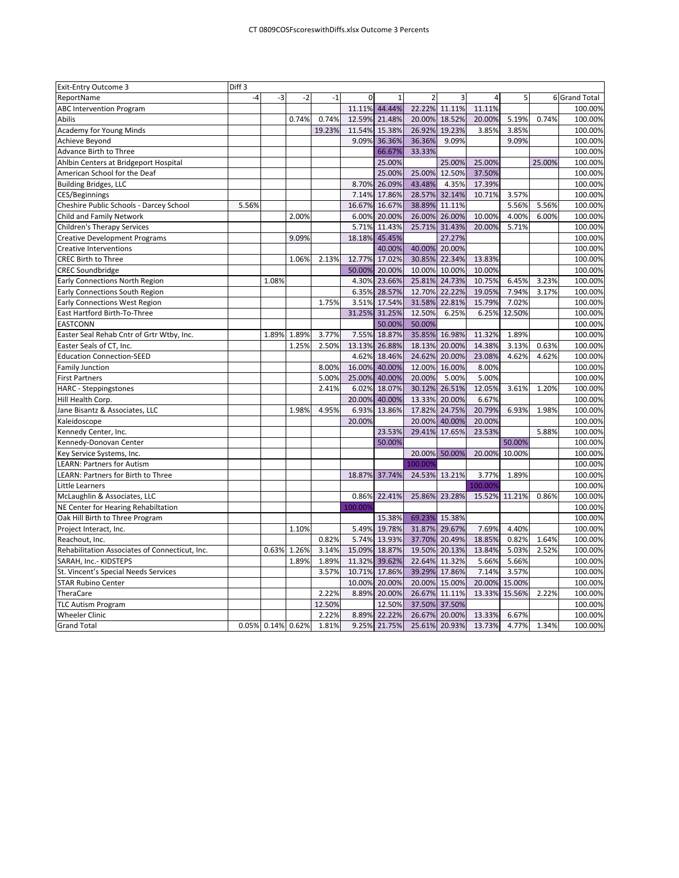| Exit-Entry Outcome 3 | Diff 3 | | | | | | | | | | | |
|---|---|---|---|---|---|---|---|---|---|---|---|---|
| ReportName | -4 | -3 | -2 | -1 | 0 | 1 | 2 | 3 | 4 | 5 | 6 | Grand Total |
| ABC Intervention Program | | | | | 11.11% | 44.44% | 22.22% | 11.11% | 11.11% | | | 100.00% |
| Abilis | | | 0.74% | 0.74% | 12.59% | 21.48% | 20.00% | 18.52% | 20.00% | 5.19% | 0.74% | 100.00% |
| Academy for Young Minds | | | | 19.23% | 11.54% | 15.38% | 26.92% | 19.23% | 3.85% | 3.85% | | 100.00% |
| Achieve Beyond | | | | | 9.09% | 36.36% | 36.36% | 9.09% | | 9.09% | | 100.00% |
| Advance Birth to Three | | | | | | 66.67% | 33.33% | | | | | 100.00% |
| Ahlbin Centers at Bridgeport Hospital | | | | | | 25.00% | | 25.00% | 25.00% | | 25.00% | 100.00% |
| American School for the Deaf | | | | | | 25.00% | 25.00% | 12.50% | 37.50% | | | 100.00% |
| Building Bridges, LLC | | | | | 8.70% | 26.09% | 43.48% | 4.35% | 17.39% | | | 100.00% |
| CES/Beginnings | | | | | 7.14% | 17.86% | 28.57% | 32.14% | 10.71% | 3.57% | | 100.00% |
| Cheshire Public Schools - Darcey School | 5.56% | | | | 16.67% | 16.67% | 38.89% | 11.11% | | 5.56% | 5.56% | 100.00% |
| Child and Family Network | | | 2.00% | | 6.00% | 20.00% | 26.00% | 26.00% | 10.00% | 4.00% | 6.00% | 100.00% |
| Children's Therapy Services | | | | | 5.71% | 11.43% | 25.71% | 31.43% | 20.00% | 5.71% | | 100.00% |
| Creative Development Programs | | | 9.09% | | 18.18% | 45.45% | | 27.27% | | | | 100.00% |
| Creative Interventions | | | | | | 40.00% | 40.00% | 20.00% | | | | 100.00% |
| CREC Birth to Three | | | 1.06% | 2.13% | 12.77% | 17.02% | 30.85% | 22.34% | 13.83% | | | 100.00% |
| CREC Soundbridge | | | | | 50.00% | 20.00% | 10.00% | 10.00% | 10.00% | | | 100.00% |
| Early Connections North Region | | 1.08% | | | 4.30% | 23.66% | 25.81% | 24.73% | 10.75% | 6.45% | 3.23% | 100.00% |
| Early Connections South Region | | | | | 6.35% | 28.57% | 12.70% | 22.22% | 19.05% | 7.94% | 3.17% | 100.00% |
| Early Connections West Region | | | | 1.75% | 3.51% | 17.54% | 31.58% | 22.81% | 15.79% | 7.02% | | 100.00% |
| East Hartford Birth-To-Three | | | | | 31.25% | 31.25% | 12.50% | 6.25% | 6.25% | 12.50% | | 100.00% |
| EASTCONN | | | | | | 50.00% | 50.00% | | | | | 100.00% |
| Easter Seal Rehab Cntr of Grtr Wtby, Inc. | | 1.89% | 1.89% | 3.77% | 7.55% | 18.87% | 35.85% | 16.98% | 11.32% | 1.89% | | 100.00% |
| Easter Seals of CT, Inc. | | | 1.25% | 2.50% | 13.13% | 26.88% | 18.13% | 20.00% | 14.38% | 3.13% | 0.63% | 100.00% |
| Education Connection-SEED | | | | | 4.62% | 18.46% | 24.62% | 20.00% | 23.08% | 4.62% | 4.62% | 100.00% |
| Family Junction | | | | 8.00% | 16.00% | 40.00% | 12.00% | 16.00% | 8.00% | | | 100.00% |
| First Partners | | | | 5.00% | 25.00% | 40.00% | 20.00% | 5.00% | 5.00% | | | 100.00% |
| HARC - Steppingstones | | | | 2.41% | 6.02% | 18.07% | 30.12% | 26.51% | 12.05% | 3.61% | 1.20% | 100.00% |
| Hill Health Corp. | | | | | 20.00% | 40.00% | 13.33% | 20.00% | 6.67% | | | 100.00% |
| Jane Bisantz & Associates, LLC | | | 1.98% | 4.95% | 6.93% | 13.86% | 17.82% | 24.75% | 20.79% | 6.93% | 1.98% | 100.00% |
| Kaleidoscope | | | | | 20.00% | | 20.00% | 40.00% | 20.00% | | | 100.00% |
| Kennedy Center, Inc. | | | | | | 23.53% | 29.41% | 17.65% | 23.53% | | 5.88% | 100.00% |
| Kennedy-Donovan Center | | | | | | 50.00% | | | | 50.00% | | 100.00% |
| Key Service Systems, Inc. | | | | | | | 20.00% | 50.00% | 20.00% | 10.00% | | 100.00% |
| LEARN: Partners for Autism | | | | | | | 100.00% | | | | | 100.00% |
| LEARN: Partners for Birth to Three | | | | | 18.87% | 37.74% | 24.53% | 13.21% | 3.77% | 1.89% | | 100.00% |
| Little Learners | | | | | | | | | 100.00% | | | 100.00% |
| McLaughlin & Associates, LLC | | | | | 0.86% | 22.41% | 25.86% | 23.28% | 15.52% | 11.21% | 0.86% | 100.00% |
| NE Center for Hearing Rehabiltation | | | | | 100.00% | | | | | | | 100.00% |
| Oak Hill Birth to Three Program | | | | | | 15.38% | 69.23% | 15.38% | | | | 100.00% |
| Project Interact, Inc. | | | 1.10% | | 5.49% | 19.78% | 31.87% | 29.67% | 7.69% | 4.40% | | 100.00% |
| Reachout, Inc. | | | | 0.82% | 5.74% | 13.93% | 37.70% | 20.49% | 18.85% | 0.82% | 1.64% | 100.00% |
| Rehabilitation Associates of Connecticut, Inc. | | 0.63% | 1.26% | 3.14% | 15.09% | 18.87% | 19.50% | 20.13% | 13.84% | 5.03% | 2.52% | 100.00% |
| SARAH, Inc.- KIDSTEPS | | | 1.89% | 1.89% | 11.32% | 39.62% | 22.64% | 11.32% | 5.66% | 5.66% | | 100.00% |
| St. Vincent's Special Needs Services | | | | 3.57% | 10.71% | 17.86% | 39.29% | 17.86% | 7.14% | 3.57% | | 100.00% |
| STAR Rubino Center | | | | | 10.00% | 20.00% | 20.00% | 15.00% | 20.00% | 15.00% | | 100.00% |
| TheraCare | | | | 2.22% | 8.89% | 20.00% | 26.67% | 11.11% | 13.33% | 15.56% | 2.22% | 100.00% |
| TLC Autism Program | | | | 12.50% | | 12.50% | 37.50% | 37.50% | | | | 100.00% |
| Wheeler Clinic | | | | 2.22% | 8.89% | 22.22% | 26.67% | 20.00% | 13.33% | 6.67% | | 100.00% |
| Grand Total | 0.05% | 0.14% | 0.62% | 1.81% | 9.25% | 21.75% | 25.61% | 20.93% | 13.73% | 4.77% | 1.34% | 100.00% |